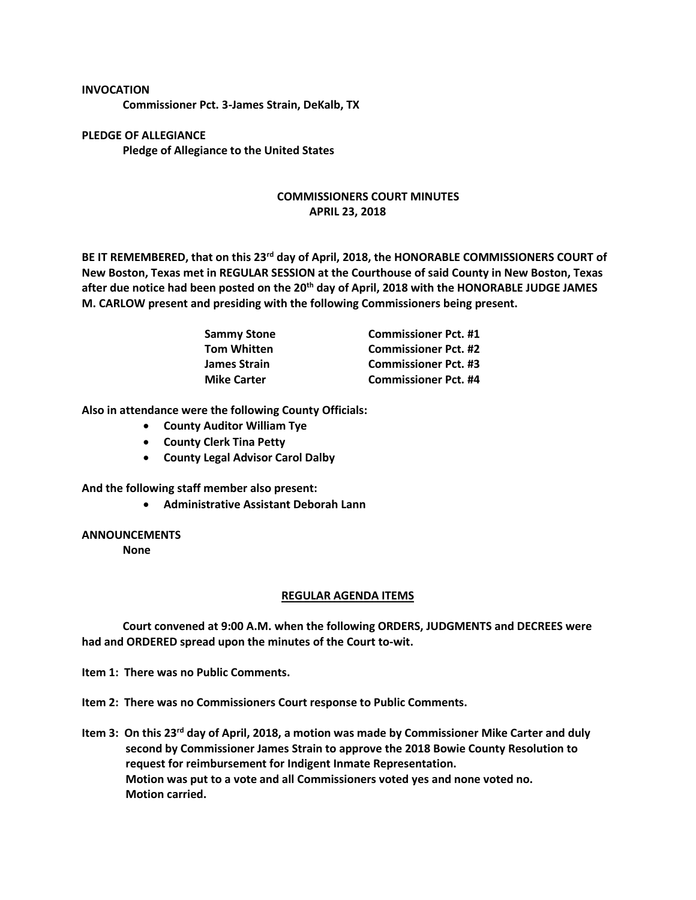**INVOCATION**

**Commissioner Pct. 3-James Strain, DeKalb, TX**

**PLEDGE OF ALLEGIANCE**

**Pledge of Allegiance to the United States**

**COMMISSIONERS COURT MINUTES**
**APRIL 23, 2018**

**BE IT REMEMBERED, that on this 23rd day of April, 2018, the HONORABLE COMMISSIONERS COURT of New Boston, Texas met in REGULAR SESSION at the Courthouse of said County in New Boston, Texas after due notice had been posted on the 20th day of April, 2018 with the HONORABLE JUDGE JAMES M. CARLOW present and presiding with the following Commissioners being present.**

| | |
|---|---|
| **Sammy Stone** | **Commissioner Pct. #1** |
| **Tom Whitten** | **Commissioner Pct. #2** |
| **James Strain** | **Commissioner Pct. #3** |
| **Mike Carter** | **Commissioner Pct. #4** |

**Also in attendance were the following County Officials:**

- **County Auditor William Tye**
- **County Clerk Tina Petty**
- **County Legal Advisor Carol Dalby**

**And the following staff member also present:**

- **Administrative Assistant Deborah Lann**

**ANNOUNCEMENTS**

**None**

**REGULAR AGENDA ITEMS**

**Court convened at 9:00 A.M. when the following ORDERS, JUDGMENTS and DECREES were had and ORDERED spread upon the minutes of the Court to-wit.**

**Item 1: There was no Public Comments.**

**Item 2: There was no Commissioners Court response to Public Comments.**

**Item 3: On this 23rd day of April, 2018, a motion was made by Commissioner Mike Carter and duly second by Commissioner James Strain to approve the 2018 Bowie County Resolution to request for reimbursement for Indigent Inmate Representation.**
**Motion was put to a vote and all Commissioners voted yes and none voted no.**
**Motion carried.**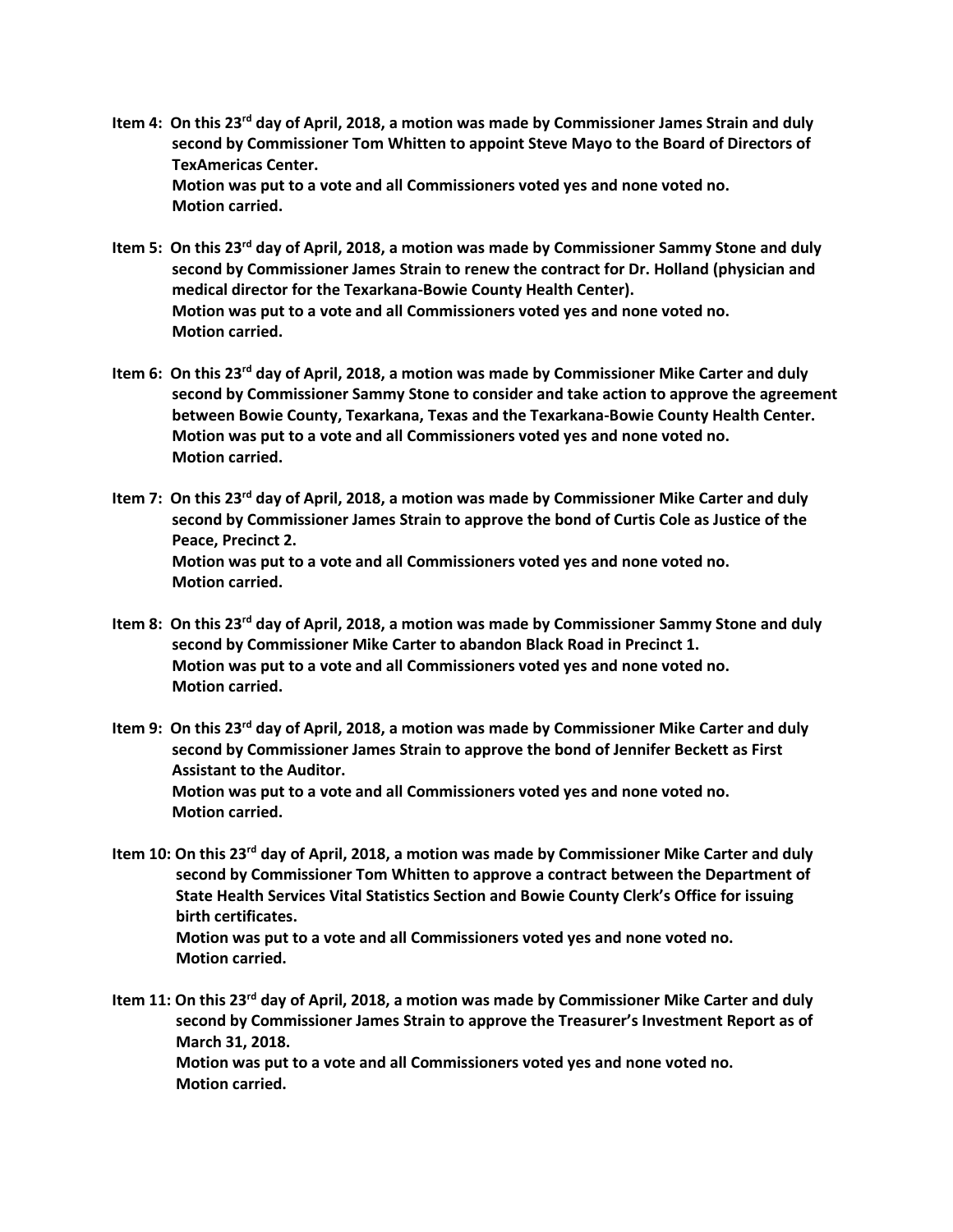**Item 4: On this 23rd day of April, 2018, a motion was made by Commissioner James Strain and duly second by Commissioner Tom Whitten to appoint Steve Mayo to the Board of Directors of TexAmericas Center.**
**Motion was put to a vote and all Commissioners voted yes and none voted no.**
**Motion carried.**

**Item 5: On this 23rd day of April, 2018, a motion was made by Commissioner Sammy Stone and duly second by Commissioner James Strain to renew the contract for Dr. Holland (physician and medical director for the Texarkana-Bowie County Health Center).**
**Motion was put to a vote and all Commissioners voted yes and none voted no.**
**Motion carried.**

**Item 6: On this 23rd day of April, 2018, a motion was made by Commissioner Mike Carter and duly second by Commissioner Sammy Stone to consider and take action to approve the agreement between Bowie County, Texarkana, Texas and the Texarkana-Bowie County Health Center.**
**Motion was put to a vote and all Commissioners voted yes and none voted no.**
**Motion carried.**

**Item 7: On this 23rd day of April, 2018, a motion was made by Commissioner Mike Carter and duly second by Commissioner James Strain to approve the bond of Curtis Cole as Justice of the Peace, Precinct 2.**
**Motion was put to a vote and all Commissioners voted yes and none voted no.**
**Motion carried.**

**Item 8: On this 23rd day of April, 2018, a motion was made by Commissioner Sammy Stone and duly second by Commissioner Mike Carter to abandon Black Road in Precinct 1.**
**Motion was put to a vote and all Commissioners voted yes and none voted no.**
**Motion carried.**

**Item 9: On this 23rd day of April, 2018, a motion was made by Commissioner Mike Carter and duly second by Commissioner James Strain to approve the bond of Jennifer Beckett as First Assistant to the Auditor.**
**Motion was put to a vote and all Commissioners voted yes and none voted no.**
**Motion carried.**

**Item 10: On this 23rd day of April, 2018, a motion was made by Commissioner Mike Carter and duly second by Commissioner Tom Whitten to approve a contract between the Department of State Health Services Vital Statistics Section and Bowie County Clerk's Office for issuing birth certificates.**
**Motion was put to a vote and all Commissioners voted yes and none voted no.**
**Motion carried.**

**Item 11: On this 23rd day of April, 2018, a motion was made by Commissioner Mike Carter and duly second by Commissioner James Strain to approve the Treasurer's Investment Report as of March 31, 2018.**
**Motion was put to a vote and all Commissioners voted yes and none voted no.**
**Motion carried.**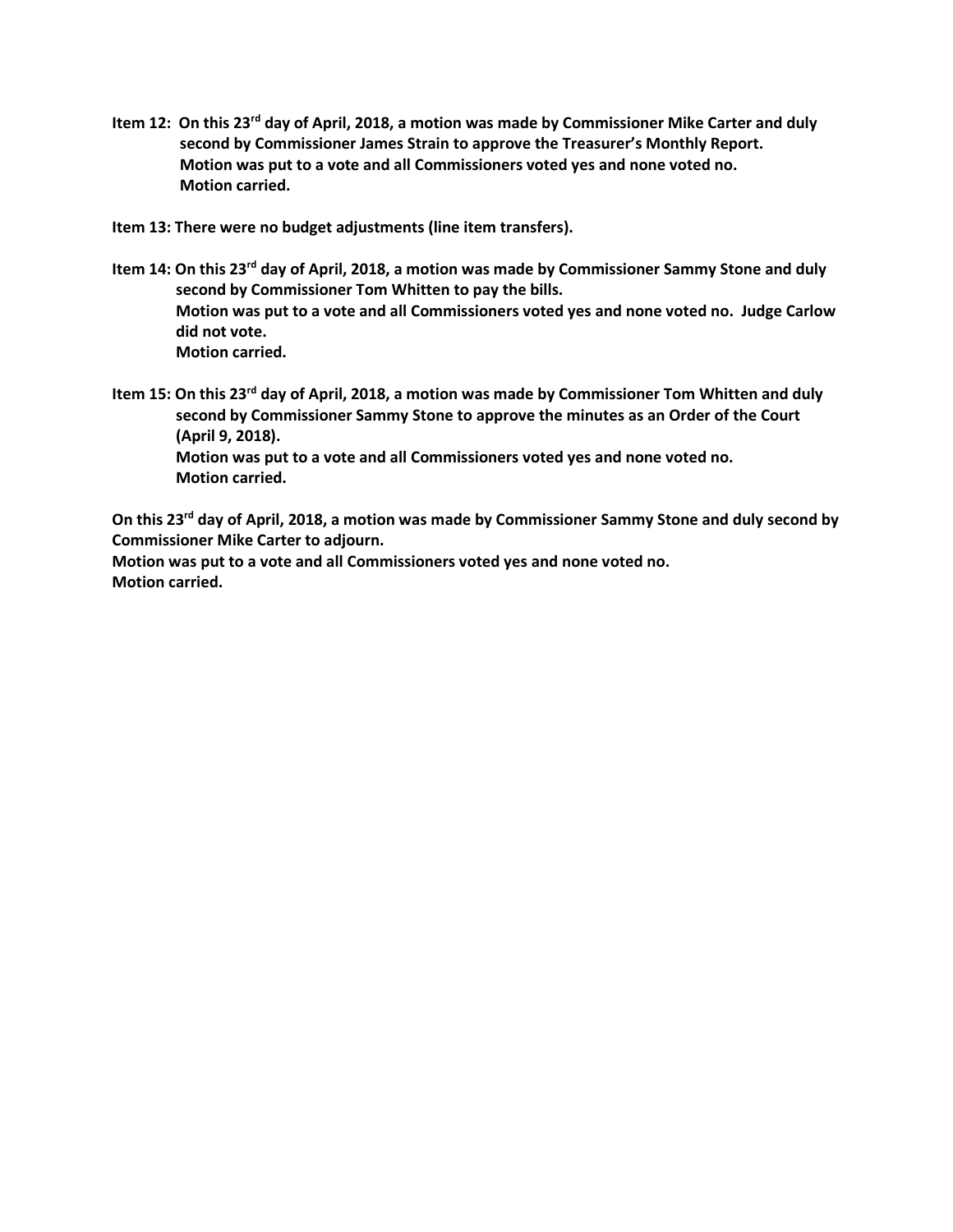**Item 12: On this 23rd day of April, 2018, a motion was made by Commissioner Mike Carter and duly second by Commissioner James Strain to approve the Treasurer's Monthly Report.**
**Motion was put to a vote and all Commissioners voted yes and none voted no.**
**Motion carried.**

**Item 13: There were no budget adjustments (line item transfers).**

**Item 14: On this 23rd day of April, 2018, a motion was made by Commissioner Sammy Stone and duly second by Commissioner Tom Whitten to pay the bills.**
**Motion was put to a vote and all Commissioners voted yes and none voted no. Judge Carlow did not vote.**
**Motion carried.**

**Item 15: On this 23rd day of April, 2018, a motion was made by Commissioner Tom Whitten and duly second by Commissioner Sammy Stone to approve the minutes as an Order of the Court (April 9, 2018).**
**Motion was put to a vote and all Commissioners voted yes and none voted no.**
**Motion carried.**

**On this 23rd day of April, 2018, a motion was made by Commissioner Sammy Stone and duly second by Commissioner Mike Carter to adjourn.**
**Motion was put to a vote and all Commissioners voted yes and none voted no.**
**Motion carried.**